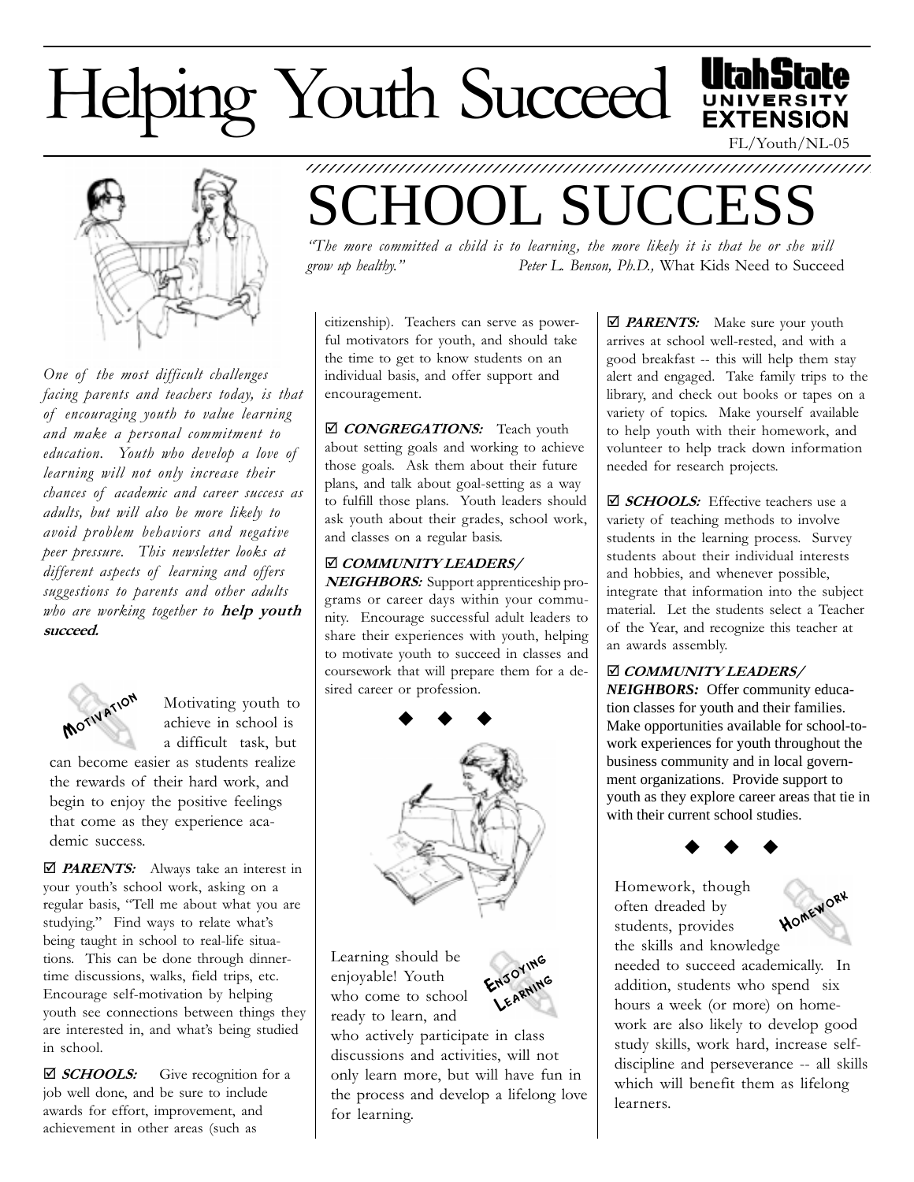# Helping Youth Succeed

Utah State University Extension

FL/Youth/NL-05

# SCHOOL SUCCESS

*"The more committed a child is to learning, the more likely it is that he or she will grow up healthy."* Peter L. Benson, Ph.D., What Kids Need to Succeed

*One of the most difficult challenges facing parents and teachers today, is that of encouraging youth to value learning and make a personal commitment to education. Youth who develop a love of learning will not only increase their chances of academic and career success as adults, but will also be more likely to avoid problem behaviors and negative peer pressure. This newsletter looks at different aspects of learning and offers suggestions to parents and other adults who are working together to* ***help youth succeed.***

## MOTIVATION

Motivating youth to achieve in school is a difficult task, but can become easier as students realize the rewards of their hard work, and begin to enjoy the positive feelings that come as they experience academic success.

☑ ***PARENTS:*** Always take an interest in your youth's school work, asking on a regular basis, "Tell me about what you are studying." Find ways to relate what's being taught in school to real-life situations. This can be done through dinner-time discussions, walks, field trips, etc. Encourage self-motivation by helping youth see connections between things they are interested in, and what's being studied in school.

☑ ***SCHOOLS:*** Give recognition for a job well done, and be sure to include awards for effort, improvement, and achievement in other areas (such as citizenship). Teachers can serve as powerful motivators for youth, and should take the time to get to know students on an individual basis, and offer support and encouragement.

☑ ***CONGREGATIONS:*** Teach youth about setting goals and working to achieve those goals. Ask them about their future plans, and talk about goal-setting as a way to fulfill those plans. Youth leaders should ask youth about their grades, school work, and classes on a regular basis.

☑ ***COMMUNITY LEADERS/ NEIGHBORS:*** Support apprenticeship programs or career days within your community. Encourage successful adult leaders to share their experiences with youth, helping to motivate youth to succeed in classes and coursework that will prepare them for a desired career or profession.

◆ ◆ ◆

## ENJOYING LEARNING

Learning should be enjoyable! Youth who come to school ready to learn, and who actively participate in class discussions and activities, will not only learn more, but will have fun in the process and develop a lifelong love for learning.

☑ ***PARENTS:*** Make sure your youth arrives at school well-rested, and with a good breakfast -- this will help them stay alert and engaged. Take family trips to the library, and check out books or tapes on a variety of topics. Make yourself available to help youth with their homework, and volunteer to help track down information needed for research projects.

☑ ***SCHOOLS:*** Effective teachers use a variety of teaching methods to involve students in the learning process. Survey students about their individual interests and hobbies, and whenever possible, integrate that information into the subject material. Let the students select a Teacher of the Year, and recognize this teacher at an awards assembly.

☑ ***COMMUNITY LEADERS/ NEIGHBORS:*** Offer community education classes for youth and their families. Make opportunities available for school-to-work experiences for youth throughout the business community and in local government organizations. Provide support to youth as they explore career areas that tie in with their current school studies.

◆ ◆ ◆

## HOMEWORK

Homework, though often dreaded by students, provides the skills and knowledge needed to succeed academically. In addition, students who spend six hours a week (or more) on homework are also likely to develop good study skills, work hard, increase self-discipline and perseverance -- all skills which will benefit them as lifelong learners.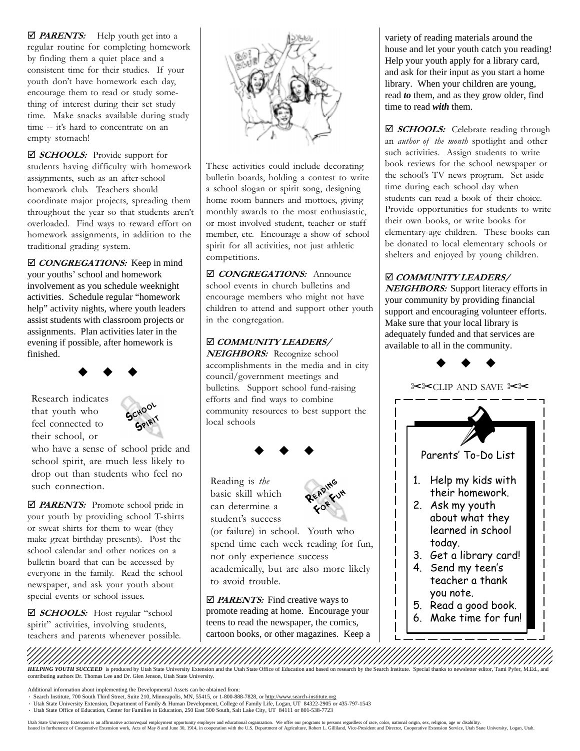☑ ***PARENTS:*** Help youth get into a regular routine for completing homework by finding them a quiet place and a consistent time for their studies. If your youth don't have homework each day, encourage them to read or study something of interest during their set study time. Make snacks available during study time -- it's hard to concentrate on an empty stomach!

☑ ***SCHOOLS:*** Provide support for students having difficulty with homework assignments, such as an after-school homework club. Teachers should coordinate major projects, spreading them throughout the year so that students aren't overloaded. Find ways to reward effort on homework assignments, in addition to the traditional grading system.

☑ ***CONGREGATIONS:*** Keep in mind your youths' school and homework involvement as you schedule weeknight activities. Schedule regular "homework help" activity nights, where youth leaders assist students with classroom projects or assignments. Plan activities later in the evening if possible, after homework is finished.

◆ ◆ ◆

School Spirit

Research indicates that youth who feel connected to their school, or who have a sense of school pride and school spirit, are much less likely to drop out than students who feel no such connection.

☑ ***PARENTS:*** Promote school pride in your youth by providing school T-shirts or sweat shirts for them to wear (they make great birthday presents). Post the school calendar and other notices on a bulletin board that can be accessed by everyone in the family. Read the school newspaper, and ask your youth about special events or school issues.

☑ ***SCHOOLS:*** Host regular "school spirit" activities, involving students, teachers and parents whenever possible. These activities could include decorating bulletin boards, holding a contest to write a school slogan or spirit song, designing home room banners and mottoes, giving monthly awards to the most enthusiastic, or most involved student, teacher or staff member, etc. Encourage a show of school spirit for all activities, not just athletic competitions.

☑ ***CONGREGATIONS:*** Announce school events in church bulletins and encourage members who might not have children to attend and support other youth in the congregation.

☑ ***COMMUNITY LEADERS/ NEIGHBORS:*** Recognize school accomplishments in the media and in city council/government meetings and bulletins. Support school fund-raising efforts and find ways to combine community resources to best support the local schools

◆ ◆ ◆

Reading For Fun

Reading is *the* basic skill which can determine a student's success (or failure) in school. Youth who spend time each week reading for fun, not only experience success academically, but are also more likely to avoid trouble.

☑ ***PARENTS:*** Find creative ways to promote reading at home. Encourage your teens to read the newspaper, the comics, cartoon books, or other magazines. Keep a variety of reading materials around the house and let your youth catch you reading! Help your youth apply for a library card, and ask for their input as you start a home library. When your children are young, read ***to*** them, and as they grow older, find time to read ***with*** them.

☑ ***SCHOOLS:*** Celebrate reading through an *author of the month* spotlight and other such activities. Assign students to write book reviews for the school newspaper or the school's TV news program. Set aside time during each school day when students can read a book of their choice. Provide opportunities for students to write their own books, or write books for elementary-age children. These books can be donated to local elementary schools or shelters and enjoyed by young children.

☑ ***COMMUNITY LEADERS/ NEIGHBORS:*** Support literacy efforts in your community by providing financial support and encouraging volunteer efforts. Make sure that your local library is adequately funded and that services are available to all in the community.

◆ ◆ ◆

✂✂CLIP AND SAVE ✂✂

**Parents' To-Do List**

1. Help my kids with their homework.
2. Ask my youth about what they learned in school today.
3. Get a library card!
4. Send my teen's teacher a thank you note.
5. Read a good book.
6. Make time for fun!

***HELPING YOUTH SUCCEED*** is produced by Utah State University Extension and the Utah State Office of Education and based on research by the Search Institute. Special thanks to newsletter editor, Tami Pyfer, M.Ed., and contributing authors Dr. Thomas Lee and Dr. Glen Jenson, Utah State University.

Additional information about implementing the Developmental Assets can be obtained from:

- Search Institute, 700 South Third Street, Suite 210, Minneapolis, MN, 55415, or 1-800-888-7828, or http://www.search-institute.org
- Utah State University Extension, Department of Family & Human Development, College of Family Life, Logan, UT 84322-2905 or 435-797-1543
- Utah State Office of Education, Center for Families in Education, 250 East 500 South, Salt Lake City, UT 84111 or 801-538-7723

Utah State University Extension is an affirmative action/equal employment opportunity employer and educational orgainzation. We offer our programs to persons regardless of race, color, national origin, sex, religion, age or disability.
Issued in furtherance of Cooperative Extension work, Acts of May 8 and June 30, 1914, in cooperation with the U.S. Department of Agriculture, Robert L. Gilliland, Vice-President and Director, Cooperative Extension Service, Utah State University, Logan, Utah.